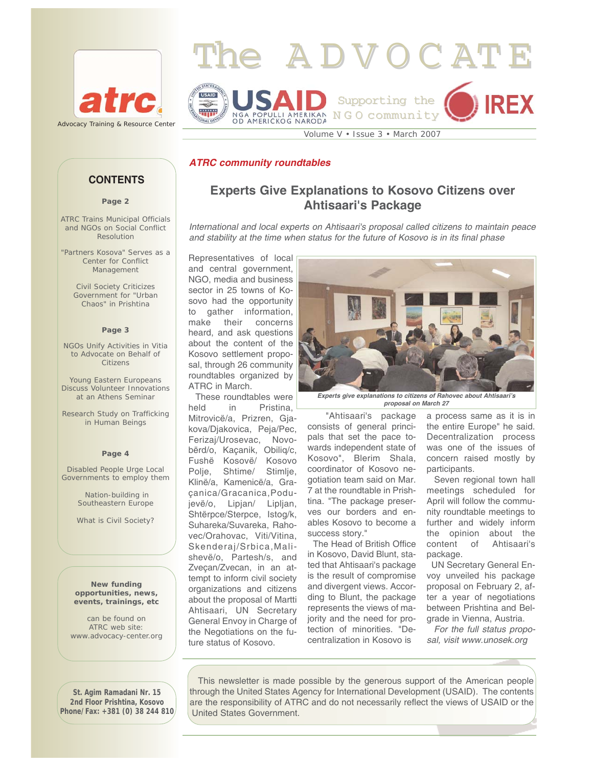# The ADVOCATE

atrc — Advocacy Training & Resource Center

USAID — NGA POPULLI AMERIKAN / OD AMERICKOG NARODA — Supporting the NGO community — IREX

Volume V • Issue 3 • March 2007

## CONTENTS

**Page 2**

ATRC Trains Municipal Officials and NGOs on Social Conflict Resolution

"Partners Kosova" Serves as a Center for Conflict Management

Civil Society Criticizes Government for "Urban Chaos" in Prishtina

**Page 3**

NGOs Unify Activities in Vitia to Advocate on Behalf of Citizens

Young Eastern Europeans Discuss Volunteer Innovations at an Athens Seminar

Research Study on Trafficking in Human Beings

**Page 4**

Disabled People Urge Local Governments to employ them

Nation-building in Southeastern Europe

What is Civil Society?

**New funding opportunities, news, events, trainings, etc**

can be found on ATRC web site: www.advocacy-center.org

**St. Agim Ramadani Nr. 15**
**2nd Floor Prishtina, Kosovo**
**Phone/Fax: +381 (0) 38 244 810**

***ATRC community roundtables***

## Experts Give Explanations to Kosovo Citizens over Ahtisaari's Package

*International and local experts on Ahtisaari's proposal called citizens to maintain peace and stability at the time when status for the future of Kosovo is in its final phase*

Representatives of local and central government, NGO, media and business sector in 25 towns of Kosovo had the opportunity to gather information, make their concerns heard, and ask questions about the content of the Kosovo settlement proposal, through 26 community roundtables organized by ATRC in March.

These roundtables were held in Pristina, Mitrovicë/a, Prizren, Gjakova/Djakovica, Peja/Pec, Ferizaj/Urosevac, Novobërd/o, Kaçanik, Obiliq/c, Fushë Kosovë/ Kosovo Polje, Shtime/ Stimlje, Klinë/a, Kamenicë/a, Graçanica/Gracanica, Podujevë/o, Lipjan/ Lipljan, Shtërpce/Sterpce, Istog/k, Suhareka/Suvareka, Rahovec/Orahovac, Viti/Vitina, Skenderaj/Srbica, Malishevë/o, Partesh/s, and Zveçan/Zvecan, in an attempt to inform civil society organizations and citizens about the proposal of Martti Ahtisaari, UN Secretary General Envoy in Charge of the Negotiations on the future status of Kosovo.

*Experts give explanations to citizens of Rahovec about Ahtisaari's proposal on March 27*

"Ahtisaari's package consists of general principals that set the pace towards independent state of Kosovo", Blerim Shala, coordinator of Kosovo negotiation team said on Mar. 7 at the roundtable in Prishtina. "The package preserves our borders and enables Kosovo to become a success story."

The Head of British Office in Kosovo, David Blunt, stated that Ahtisaari's package is the result of compromise and divergent views. According to Blunt, the package represents the views of majority and the need for protection of minorities. "Decentralization in Kosovo is a process same as it is in the entire Europe" he said. Decentralization process was one of the issues of concern raised mostly by participants.

Seven regional town hall meetings scheduled for April will follow the community roundtable meetings to further and widely inform the opinion about the content of Ahtisaari's package.

UN Secretary General Envoy unveiled his package proposal on February 2, after a year of negotiations between Prishtina and Belgrade in Vienna, Austria.

*For the full status proposal, visit www.unosek.org*

This newsletter is made possible by the generous support of the American people through the United States Agency for International Development (USAID). The contents are the responsibility of ATRC and do not necessarily reflect the views of USAID or the United States Government.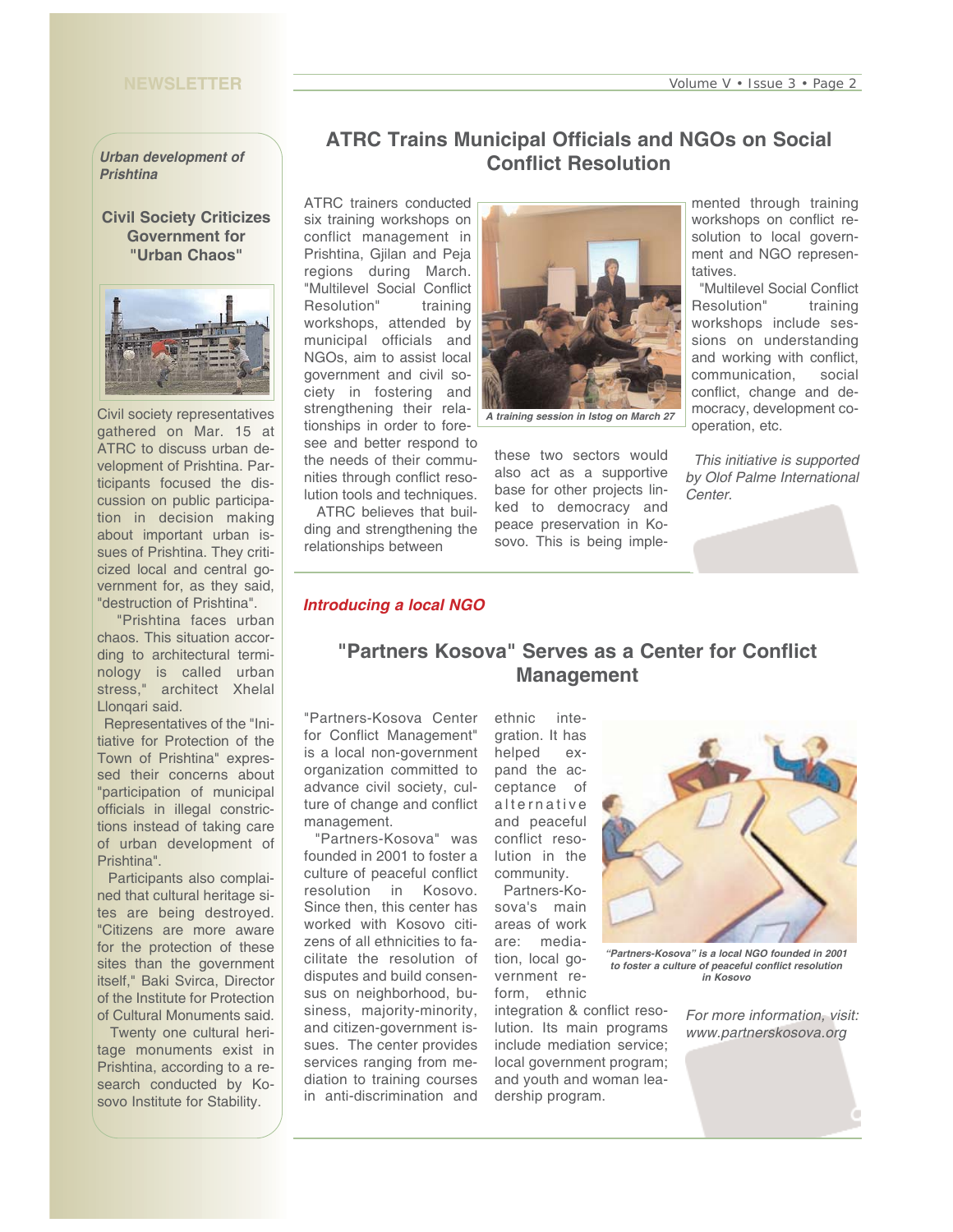## ATRC Trains Municipal Officials and NGOs on Social Conflict Resolution

ATRC trainers conducted six training workshops on conflict management in Prishtina, Gjilan and Peja regions during March. "Multilevel Social Conflict Resolution" training workshops, attended by municipal officials and NGOs, aim to assist local government and civil society in fostering and strengthening their relationships in order to foresee and better respond to the needs of their communities through conflict resolution tools and techniques.

ATRC believes that building and strengthening the relationships between these two sectors would also act as a supportive base for other projects linked to democracy and peace preservation in Kosovo. This is being implemented through training workshops on conflict resolution to local government and NGO representatives.

*A training session in Istog on March 27*

"Multilevel Social Conflict Resolution" training workshops include sessions on understanding and working with conflict, communication, social conflict, change and democracy, development cooperation, etc.

*This initiative is supported by Olof Palme International Center.*

*Introducing a local NGO*

## "Partners Kosova" Serves as a Center for Conflict Management

"Partners-Kosova Center for Conflict Management" is a local non-government organization committed to advance civil society, culture of change and conflict management.

"Partners-Kosova" was founded in 2001 to foster a culture of peaceful conflict resolution in Kosovo. Since then, this center has worked with Kosovo citizens of all ethnicities to facilitate the resolution of disputes and build consensus on neighborhood, business, majority-minority, and citizen-government issues. The center provides services ranging from mediation to training courses in anti-discrimination and ethnic integration. It has helped expand the acceptance of alternative and peaceful conflict resolution in the community.

Partners-Kosova's main areas of work are: mediation, local government reform, ethnic integration & conflict resolution. Its main programs include mediation service; local government program; and youth and woman leadership program.

*"Partners-Kosova" is a local NGO founded in 2001 to foster a culture of peaceful conflict resolution in Kosovo*

*For more information, visit: www.partnerskosova.org*

*Urban development of Prishtina*

### Civil Society Criticizes Government for "Urban Chaos"

Civil society representatives gathered on Mar. 15 at ATRC to discuss urban development of Prishtina. Participants focused the discussion on public participation in decision making about important urban issues of Prishtina. They criticized local and central government for, as they said, "destruction of Prishtina".

"Prishtina faces urban chaos. This situation according to architectural terminology is called urban stress," architect Xhelal Llonqari said.

Representatives of the "Initiative for Protection of the Town of Prishtina" expressed their concerns about "participation of municipal officials in illegal constrictions instead of taking care of urban development of Prishtina".

Participants also complained that cultural heritage sites are being destroyed. "Citizens are more aware for the protection of these sites than the government itself," Baki Svirca, Director of the Institute for Protection of Cultural Monuments said.

Twenty one cultural heritage monuments exist in Prishtina, according to a research conducted by Kosovo Institute for Stability.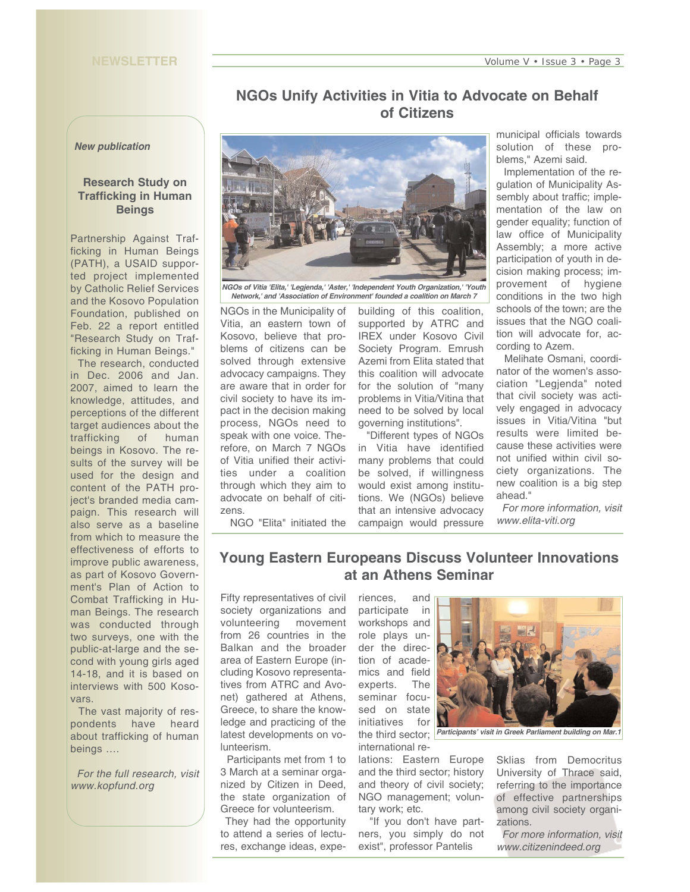## NGOs Unify Activities in Vitia to Advocate on Behalf of Citizens

*NGOs of Vitia 'Elita,' 'Legjenda,' 'Aster,' 'Independent Youth Organization,' 'Youth Network,' and 'Association of Environment' founded a coalition on March 7*

NGOs in the Municipality of Vitia, an eastern town of Kosovo, believe that problems of citizens can be solved through extensive advocacy campaigns. They are aware that in order for civil society to have its impact in the decision making process, NGOs need to speak with one voice. Therefore, on March 7 NGOs of Vitia unified their activities under a coalition through which they aim to advocate on behalf of citizens.

NGO "Elita" initiated the building of this coalition, supported by ATRC and IREX under Kosovo Civil Society Program. Emrush Azemi from Elita stated that this coalition will advocate for the solution of "many problems in Vitia/Vitina that need to be solved by local governing institutions".

"Different types of NGOs in Vitia have identified many problems that could be solved, if willingness would exist among institutions. We (NGOs) believe that an intensive advocacy campaign would pressure municipal officials towards solution of these problems," Azemi said.

Implementation of the regulation of Municipality Assembly about traffic; implementation of the law on gender equality; function of law office of Municipality Assembly; a more active participation of youth in decision making process; improvement of hygiene conditions in the two high schools of the town; are the issues that the NGO coalition will advocate for, according to Azem.

Melihate Osmani, coordinator of the women's association "Legjenda" noted that civil society was actively engaged in advocacy issues in Vitia/Vitina "but results were limited because these activities were not unified within civil society organizations. The new coalition is a big step ahead."

*For more information, visit www.elita-viti.org*

## Young Eastern Europeans Discuss Volunteer Innovations at an Athens Seminar

Fifty representatives of civil society organizations and volunteering movement from 26 countries in the Balkan and the broader area of Eastern Europe (including Kosovo representatives from ATRC and Avonet) gathered at Athens, Greece, to share the knowledge and practicing of the latest developments on volunteerism.

Participants met from 1 to 3 March at a seminar organized by Citizen in Deed, the state organization of Greece for volunteerism.

They had the opportunity to attend a series of lectures, exchange ideas, experiences, and participate in workshops and role plays under the direction of academics and field experts. The seminar focused on state initiatives for the third sector; international relations: Eastern Europe and the third sector; history and theory of civil society; NGO management; voluntary work; etc.

*Participants' visit in Greek Parliament building on Mar.1*

"If you don't have partners, you simply do not exist", professor Pantelis Sklias from Democritus University of Thrace said, referring to the importance of effective partnerships among civil society organizations.

*For more information, visit www.citizenindeed.org*

---

*New publication*

### Research Study on Trafficking in Human Beings

Partnership Against Trafficking in Human Beings (PATH), a USAID supported project implemented by Catholic Relief Services and the Kosovo Population Foundation, published on Feb. 22 a report entitled "Research Study on Trafficking in Human Beings."

The research, conducted in Dec. 2006 and Jan. 2007, aimed to learn the knowledge, attitudes, and perceptions of the different target audiences about the trafficking of human beings in Kosovo. The results of the survey will be used for the design and content of the PATH project's branded media campaign. This research will also serve as a baseline from which to measure the effectiveness of efforts to improve public awareness, as part of Kosovo Government's Plan of Action to Combat Trafficking in Human Beings. The research was conducted through two surveys, one with the public-at-large and the second with young girls aged 14-18, and it is based on interviews with 500 Kosovars.

The vast majority of respondents have heard about trafficking of human beings ….

*For the full research, visit www.kopfund.org*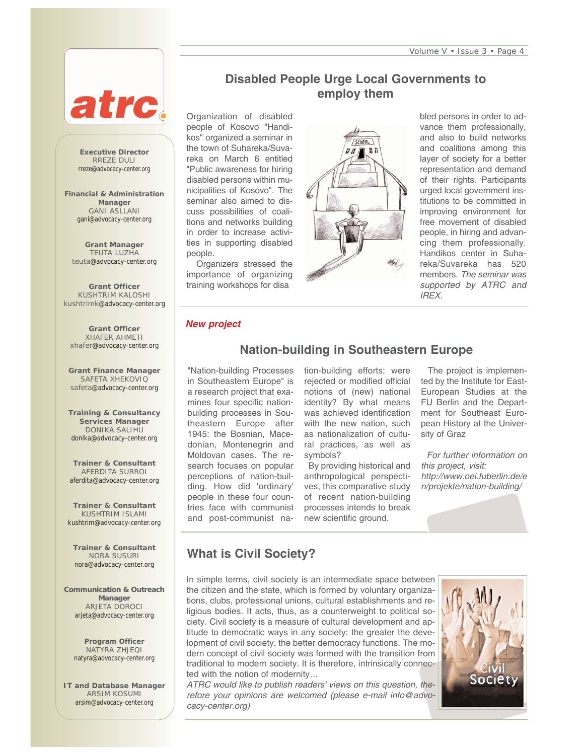**atrc**

**Executive Director**
RREZE DULI
rreze@advocacy-center.org

**Financial & Administration Manager**
GANI ASLLANI
gani@advocacy-center.org

**Grant Manager**
TEUTA LUZHA
teuta@advocacy-center.org

**Grant Officer**
KUSHTRIM KALOSHI
kushtrimk@advocacy-center.org

**Grant Officer**
XHAFER AHMETI
xhafer@advocacy-center.org

**Grant Finance Manager**
SAFETA XHEKOVIQ
safeta@advocacy-center.org

**Training & Consultancy Services Manager**
DONIKA SALIHU
donika@advocacy-center.org

**Trainer & Consultant**
AFERDITA SURROI
aferdita@advocacy-center.org

**Trainer & Consultant**
KUSHTRIM ISLAMI
kushtrim@advocacy-center.org

**Trainer & Consultant**
NORA SUSURI
nora@advocacy-center.org

**Communication & Outreach Manager**
ARJETA DOROCI
arjeta@advocacy-center.org

**Program Officer**
NATYRA ZHJEQI
natyra@advocacy-center.org

**IT and Database Manager**
ARSIM KOSUMI
arsim@advocacy-center.org

## Disabled People Urge Local Governments to employ them

Organization of disabled people of Kosovo "Handikos" organized a seminar in the town of Suhareka/Suvareka on March 6 entitled "Public awareness for hiring disabled persons within municipalities of Kosovo". The seminar also aimed to discuss possibilities of coalitions and networks building in order to increase activities in supporting disabled people.

Organizers stressed the importance of organizing training workshops for disabled persons in order to advance them professionally, and also to build networks and coalitions among this layer of society for a better representation and demand of their rights. Participants urged local government institutions to be committed in improving environment for free movement of disabled people, in hiring and advancing them professionally. Handikos center in Suhareka/Suvareka has 520 members. *The seminar was supported by ATRC and IREX.*

***New project***

## Nation-building in Southeastern Europe

"Nation-building Processes in Southeastern Europe" is a research project that examines four specific nation-building processes in Southeastern Europe after 1945: the Bosnian, Macedonian, Montenegrin and Moldovan cases. The research focuses on popular perceptions of nation-building. How did 'ordinary' people in these four countries face with communist and post-communist nation-building efforts; were rejected or modified official notions of (new) national identity? By what means was achieved identification with the new nation, such as nationalization of cultural practices, as well as symbols?

By providing historical and anthropological perspectives, this comparative study of recent nation-building processes intends to break new scientific ground.

The project is implemented by the Institute for East-European Studies at the FU Berlin and the Department for Southeast European History at the University of Graz

*For further information on this project, visit: http://www.oei.fuberlin.de/en/projekte/nation-building/*

## What is Civil Society?

In simple terms, civil society is an intermediate space between the citizen and the state, which is formed by voluntary organizations, clubs, professional unions, cultural establishments and religious bodies. It acts, thus, as a counterweight to political society. Civil society is a measure of cultural development and aptitude to democratic ways in any society: the greater the development of civil society, the better democracy functions. The modern concept of civil society was formed with the transition from traditional to modern society. It is therefore, intrinsically connected with the notion of modernity…

*ATRC would like to publish readers' views on this question, therefore your opinions are welcomed (please e-mail info@advocacy-center.org)*